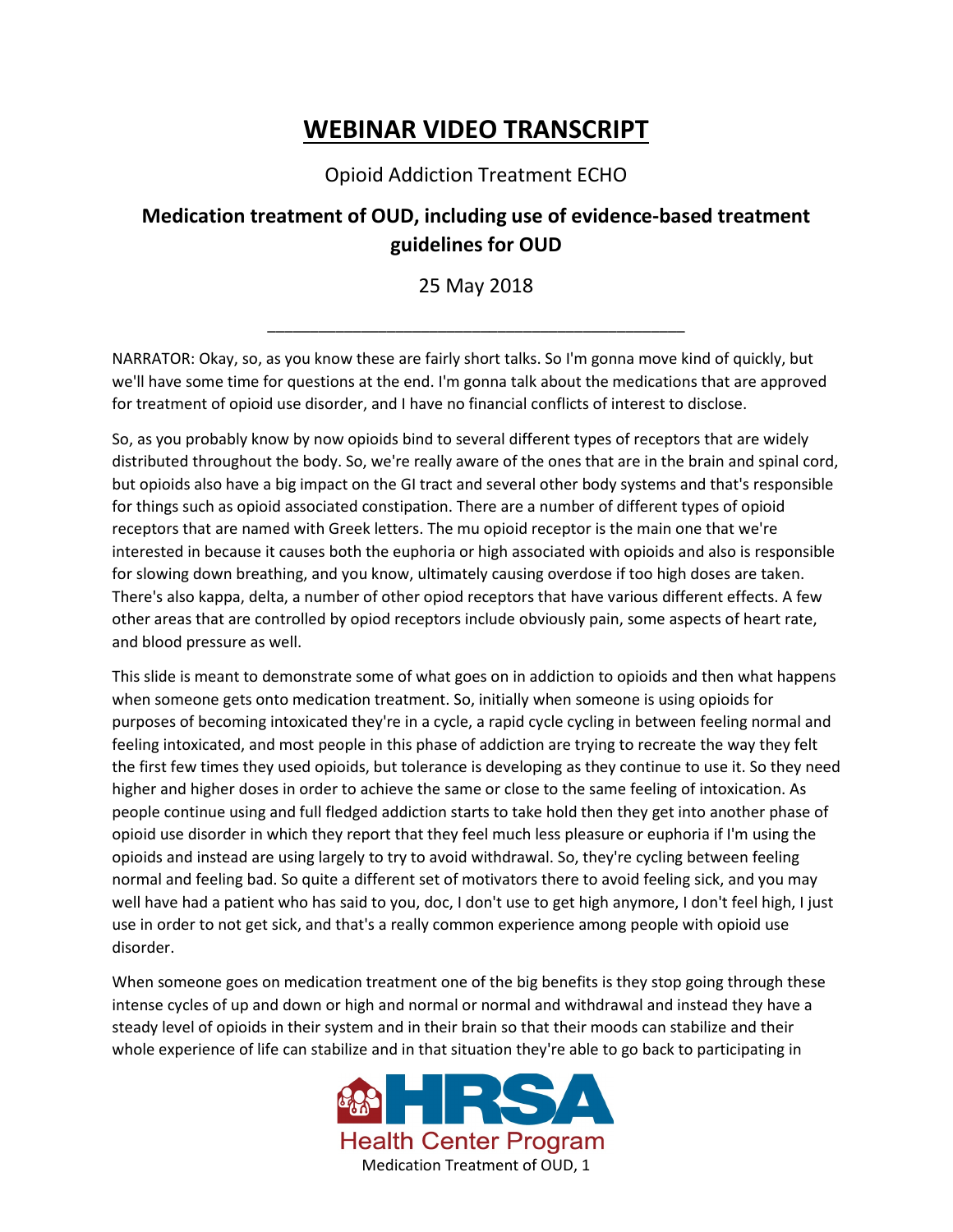# WEBINAR VIDEO TRANSCRIPT

Opioid Addiction Treatment ECHO

## Medication treatment of OUD, including use of evidence-based treatment guidelines for OUD

25 May 2018

---

NARRATOR: Okay, so, as you know these are fairly short talks. So I'm gonna move kind of quickly, but we'll have some time for questions at the end. I'm gonna talk about the medications that are approved for treatment of opioid use disorder, and I have no financial conflicts of interest to disclose.

So, as you probably know by now opioids bind to several different types of receptors that are widely distributed throughout the body. So, we're really aware of the ones that are in the brain and spinal cord, but opioids also have a big impact on the GI tract and several other body systems and that's responsible for things such as opioid associated constipation. There are a number of different types of opioid receptors that are named with Greek letters. The mu opioid receptor is the main one that we're interested in because it causes both the euphoria or high associated with opioids and also is responsible for slowing down breathing, and you know, ultimately causing overdose if too high doses are taken. There's also kappa, delta, a number of other opiod receptors that have various different effects. A few other areas that are controlled by opiod receptors include obviously pain, some aspects of heart rate, and blood pressure as well.

This slide is meant to demonstrate some of what goes on in addiction to opioids and then what happens when someone gets onto medication treatment. So, initially when someone is using opioids for purposes of becoming intoxicated they're in a cycle, a rapid cycle cycling in between feeling normal and feeling intoxicated, and most people in this phase of addiction are trying to recreate the way they felt the first few times they used opioids, but tolerance is developing as they continue to use it. So they need higher and higher doses in order to achieve the same or close to the same feeling of intoxication. As people continue using and full fledged addiction starts to take hold then they get into another phase of opioid use disorder in which they report that they feel much less pleasure or euphoria if I'm using the opioids and instead are using largely to try to avoid withdrawal. So, they're cycling between feeling normal and feeling bad. So quite a different set of motivators there to avoid feeling sick, and you may well have had a patient who has said to you, doc, I don't use to get high anymore, I don't feel high, I just use in order to not get sick, and that's a really common experience among people with opioid use disorder.

When someone goes on medication treatment one of the big benefits is they stop going through these intense cycles of up and down or high and normal or normal and withdrawal and instead they have a steady level of opioids in their system and in their brain so that their moods can stabilize and their whole experience of life can stabilize and in that situation they're able to go back to participating in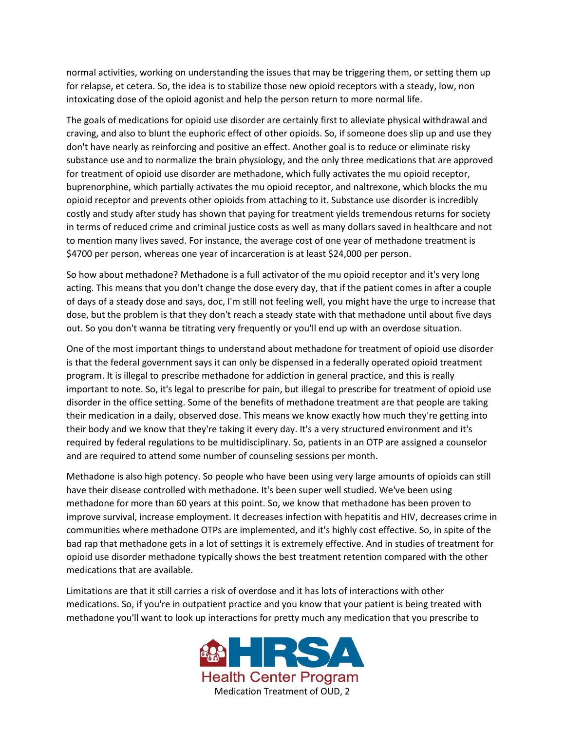normal activities, working on understanding the issues that may be triggering them, or setting them up for relapse, et cetera. So, the idea is to stabilize those new opioid receptors with a steady, low, non intoxicating dose of the opioid agonist and help the person return to more normal life.

The goals of medications for opioid use disorder are certainly first to alleviate physical withdrawal and craving, and also to blunt the euphoric effect of other opioids. So, if someone does slip up and use they don't have nearly as reinforcing and positive an effect. Another goal is to reduce or eliminate risky substance use and to normalize the brain physiology, and the only three medications that are approved for treatment of opioid use disorder are methadone, which fully activates the mu opioid receptor, buprenorphine, which partially activates the mu opioid receptor, and naltrexone, which blocks the mu opioid receptor and prevents other opioids from attaching to it. Substance use disorder is incredibly costly and study after study has shown that paying for treatment yields tremendous returns for society in terms of reduced crime and criminal justice costs as well as many dollars saved in healthcare and not to mention many lives saved. For instance, the average cost of one year of methadone treatment is $4700 per person, whereas one year of incarceration is at least $24,000 per person.

So how about methadone? Methadone is a full activator of the mu opioid receptor and it's very long acting. This means that you don't change the dose every day, that if the patient comes in after a couple of days of a steady dose and says, doc, I'm still not feeling well, you might have the urge to increase that dose, but the problem is that they don't reach a steady state with that methadone until about five days out. So you don't wanna be titrating very frequently or you'll end up with an overdose situation.

One of the most important things to understand about methadone for treatment of opioid use disorder is that the federal government says it can only be dispensed in a federally operated opioid treatment program. It is illegal to prescribe methadone for addiction in general practice, and this is really important to note. So, it's legal to prescribe for pain, but illegal to prescribe for treatment of opioid use disorder in the office setting. Some of the benefits of methadone treatment are that people are taking their medication in a daily, observed dose. This means we know exactly how much they're getting into their body and we know that they're taking it every day. It's a very structured environment and it's required by federal regulations to be multidisciplinary. So, patients in an OTP are assigned a counselor and are required to attend some number of counseling sessions per month.

Methadone is also high potency. So people who have been using very large amounts of opioids can still have their disease controlled with methadone. It's been super well studied. We've been using methadone for more than 60 years at this point. So, we know that methadone has been proven to improve survival, increase employment. It decreases infection with hepatitis and HIV, decreases crime in communities where methadone OTPs are implemented, and it's highly cost effective. So, in spite of the bad rap that methadone gets in a lot of settings it is extremely effective. And in studies of treatment for opioid use disorder methadone typically shows the best treatment retention compared with the other medications that are available.

Limitations are that it still carries a risk of overdose and it has lots of interactions with other medications. So, if you're in outpatient practice and you know that your patient is being treated with methadone you'll want to look up interactions for pretty much any medication that you prescribe to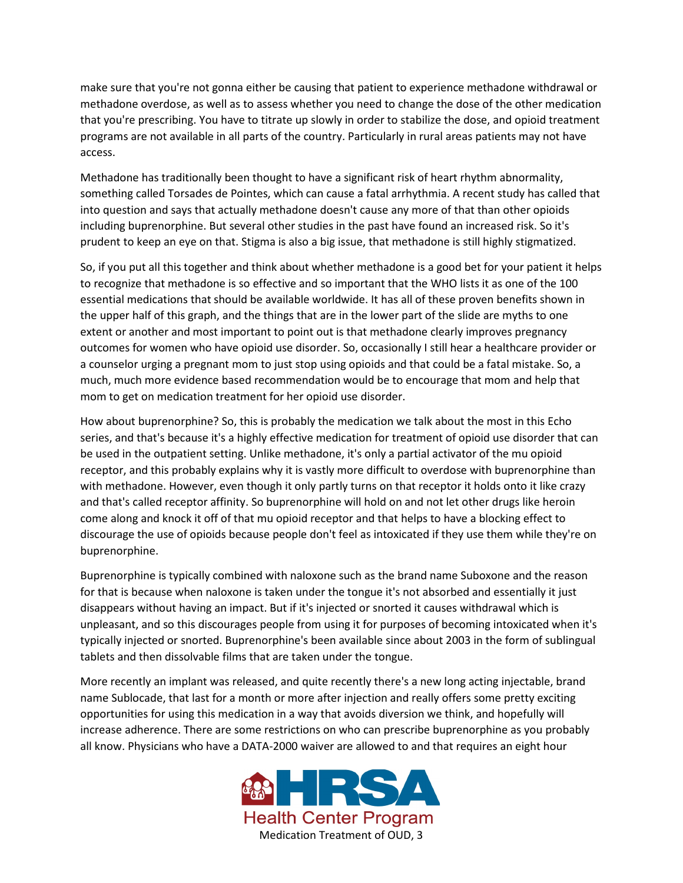make sure that you're not gonna either be causing that patient to experience methadone withdrawal or methadone overdose, as well as to assess whether you need to change the dose of the other medication that you're prescribing. You have to titrate up slowly in order to stabilize the dose, and opioid treatment programs are not available in all parts of the country. Particularly in rural areas patients may not have access.

Methadone has traditionally been thought to have a significant risk of heart rhythm abnormality, something called Torsades de Pointes, which can cause a fatal arrhythmia. A recent study has called that into question and says that actually methadone doesn't cause any more of that than other opioids including buprenorphine. But several other studies in the past have found an increased risk. So it's prudent to keep an eye on that. Stigma is also a big issue, that methadone is still highly stigmatized.

So, if you put all this together and think about whether methadone is a good bet for your patient it helps to recognize that methadone is so effective and so important that the WHO lists it as one of the 100 essential medications that should be available worldwide. It has all of these proven benefits shown in the upper half of this graph, and the things that are in the lower part of the slide are myths to one extent or another and most important to point out is that methadone clearly improves pregnancy outcomes for women who have opioid use disorder. So, occasionally I still hear a healthcare provider or a counselor urging a pregnant mom to just stop using opioids and that could be a fatal mistake. So, a much, much more evidence based recommendation would be to encourage that mom and help that mom to get on medication treatment for her opioid use disorder.

How about buprenorphine? So, this is probably the medication we talk about the most in this Echo series, and that's because it's a highly effective medication for treatment of opioid use disorder that can be used in the outpatient setting. Unlike methadone, it's only a partial activator of the mu opioid receptor, and this probably explains why it is vastly more difficult to overdose with buprenorphine than with methadone. However, even though it only partly turns on that receptor it holds onto it like crazy and that's called receptor affinity. So buprenorphine will hold on and not let other drugs like heroin come along and knock it off of that mu opioid receptor and that helps to have a blocking effect to discourage the use of opioids because people don't feel as intoxicated if they use them while they're on buprenorphine.

Buprenorphine is typically combined with naloxone such as the brand name Suboxone and the reason for that is because when naloxone is taken under the tongue it's not absorbed and essentially it just disappears without having an impact. But if it's injected or snorted it causes withdrawal which is unpleasant, and so this discourages people from using it for purposes of becoming intoxicated when it's typically injected or snorted. Buprenorphine's been available since about 2003 in the form of sublingual tablets and then dissolvable films that are taken under the tongue.

More recently an implant was released, and quite recently there's a new long acting injectable, brand name Sublocade, that last for a month or more after injection and really offers some pretty exciting opportunities for using this medication in a way that avoids diversion we think, and hopefully will increase adherence. There are some restrictions on who can prescribe buprenorphine as you probably all know. Physicians who have a DATA-2000 waiver are allowed to and that requires an eight hour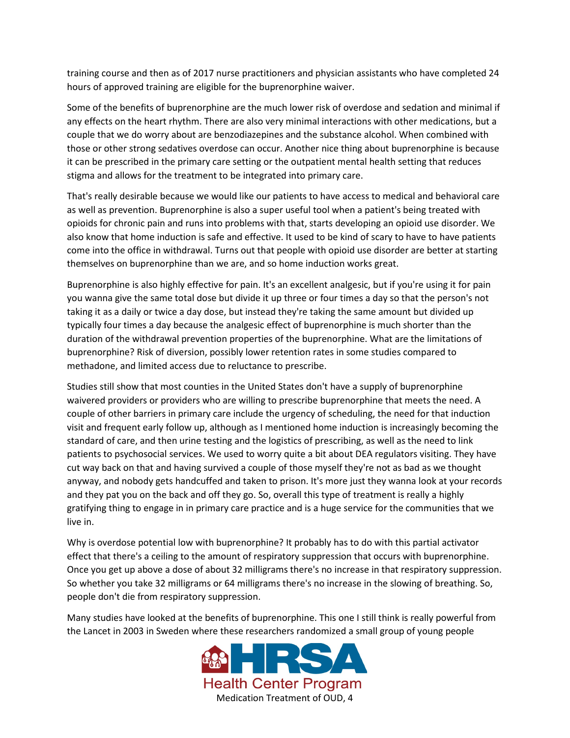training course and then as of 2017 nurse practitioners and physician assistants who have completed 24 hours of approved training are eligible for the buprenorphine waiver.

Some of the benefits of buprenorphine are the much lower risk of overdose and sedation and minimal if any effects on the heart rhythm. There are also very minimal interactions with other medications, but a couple that we do worry about are benzodiazepines and the substance alcohol. When combined with those or other strong sedatives overdose can occur. Another nice thing about buprenorphine is because it can be prescribed in the primary care setting or the outpatient mental health setting that reduces stigma and allows for the treatment to be integrated into primary care.

That's really desirable because we would like our patients to have access to medical and behavioral care as well as prevention. Buprenorphine is also a super useful tool when a patient's being treated with opioids for chronic pain and runs into problems with that, starts developing an opioid use disorder. We also know that home induction is safe and effective. It used to be kind of scary to have to have patients come into the office in withdrawal. Turns out that people with opioid use disorder are better at starting themselves on buprenorphine than we are, and so home induction works great.

Buprenorphine is also highly effective for pain. It's an excellent analgesic, but if you're using it for pain you wanna give the same total dose but divide it up three or four times a day so that the person's not taking it as a daily or twice a day dose, but instead they're taking the same amount but divided up typically four times a day because the analgesic effect of buprenorphine is much shorter than the duration of the withdrawal prevention properties of the buprenorphine. What are the limitations of buprenorphine? Risk of diversion, possibly lower retention rates in some studies compared to methadone, and limited access due to reluctance to prescribe.

Studies still show that most counties in the United States don't have a supply of buprenorphine waivered providers or providers who are willing to prescribe buprenorphine that meets the need. A couple of other barriers in primary care include the urgency of scheduling, the need for that induction visit and frequent early follow up, although as I mentioned home induction is increasingly becoming the standard of care, and then urine testing and the logistics of prescribing, as well as the need to link patients to psychosocial services. We used to worry quite a bit about DEA regulators visiting. They have cut way back on that and having survived a couple of those myself they're not as bad as we thought anyway, and nobody gets handcuffed and taken to prison. It's more just they wanna look at your records and they pat you on the back and off they go. So, overall this type of treatment is really a highly gratifying thing to engage in in primary care practice and is a huge service for the communities that we live in.

Why is overdose potential low with buprenorphine? It probably has to do with this partial activator effect that there's a ceiling to the amount of respiratory suppression that occurs with buprenorphine. Once you get up above a dose of about 32 milligrams there's no increase in that respiratory suppression. So whether you take 32 milligrams or 64 milligrams there's no increase in the slowing of breathing. So, people don't die from respiratory suppression.

Many studies have looked at the benefits of buprenorphine. This one I still think is really powerful from the Lancet in 2003 in Sweden where these researchers randomized a small group of young people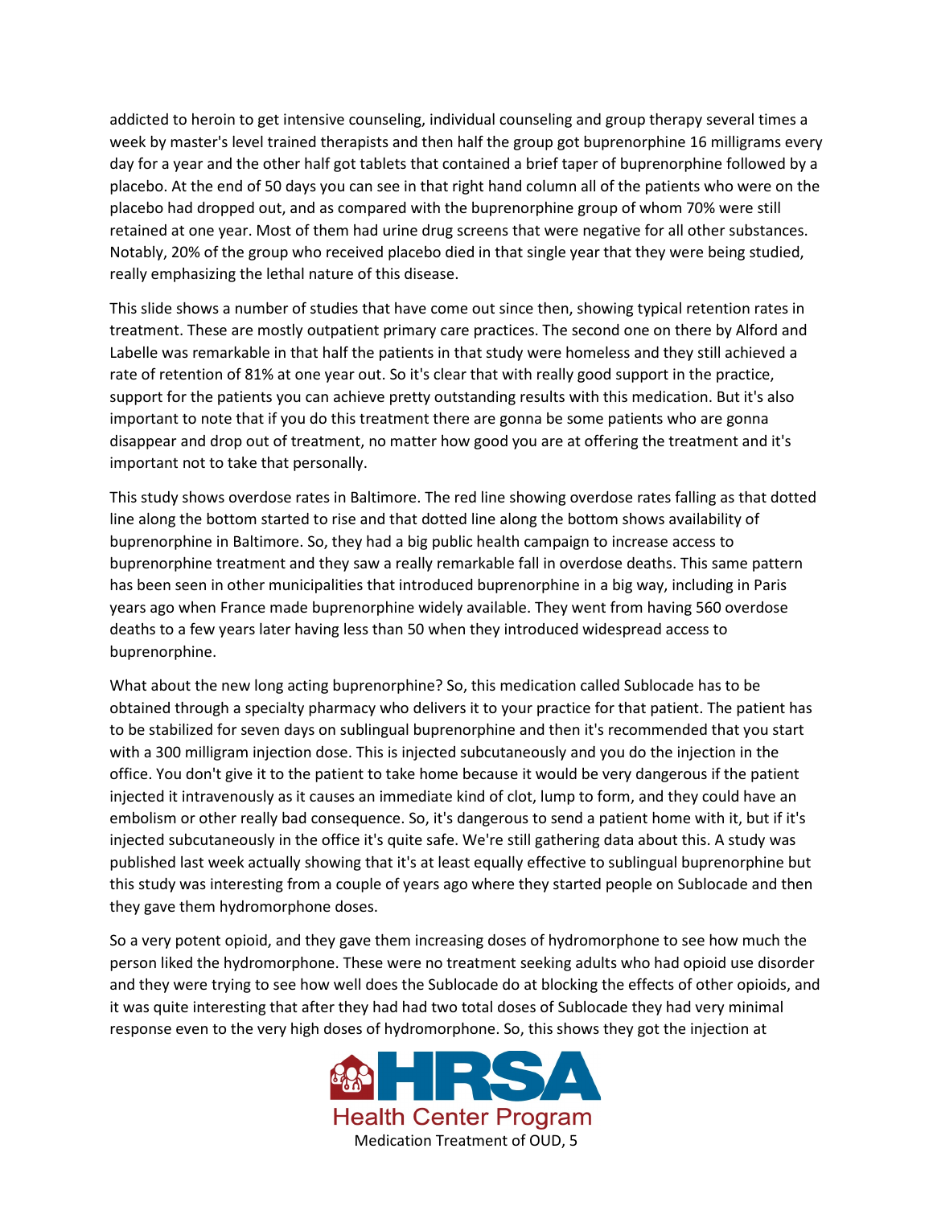addicted to heroin to get intensive counseling, individual counseling and group therapy several times a week by master's level trained therapists and then half the group got buprenorphine 16 milligrams every day for a year and the other half got tablets that contained a brief taper of buprenorphine followed by a placebo. At the end of 50 days you can see in that right hand column all of the patients who were on the placebo had dropped out, and as compared with the buprenorphine group of whom 70% were still retained at one year. Most of them had urine drug screens that were negative for all other substances. Notably, 20% of the group who received placebo died in that single year that they were being studied, really emphasizing the lethal nature of this disease.

This slide shows a number of studies that have come out since then, showing typical retention rates in treatment. These are mostly outpatient primary care practices. The second one on there by Alford and Labelle was remarkable in that half the patients in that study were homeless and they still achieved a rate of retention of 81% at one year out. So it's clear that with really good support in the practice, support for the patients you can achieve pretty outstanding results with this medication. But it's also important to note that if you do this treatment there are gonna be some patients who are gonna disappear and drop out of treatment, no matter how good you are at offering the treatment and it's important not to take that personally.

This study shows overdose rates in Baltimore. The red line showing overdose rates falling as that dotted line along the bottom started to rise and that dotted line along the bottom shows availability of buprenorphine in Baltimore. So, they had a big public health campaign to increase access to buprenorphine treatment and they saw a really remarkable fall in overdose deaths. This same pattern has been seen in other municipalities that introduced buprenorphine in a big way, including in Paris years ago when France made buprenorphine widely available. They went from having 560 overdose deaths to a few years later having less than 50 when they introduced widespread access to buprenorphine.

What about the new long acting buprenorphine? So, this medication called Sublocade has to be obtained through a specialty pharmacy who delivers it to your practice for that patient. The patient has to be stabilized for seven days on sublingual buprenorphine and then it's recommended that you start with a 300 milligram injection dose. This is injected subcutaneously and you do the injection in the office. You don't give it to the patient to take home because it would be very dangerous if the patient injected it intravenously as it causes an immediate kind of clot, lump to form, and they could have an embolism or other really bad consequence. So, it's dangerous to send a patient home with it, but if it's injected subcutaneously in the office it's quite safe. We're still gathering data about this. A study was published last week actually showing that it's at least equally effective to sublingual buprenorphine but this study was interesting from a couple of years ago where they started people on Sublocade and then they gave them hydromorphone doses.

So a very potent opioid, and they gave them increasing doses of hydromorphone to see how much the person liked the hydromorphone. These were no treatment seeking adults who had opioid use disorder and they were trying to see how well does the Sublocade do at blocking the effects of other opioids, and it was quite interesting that after they had had two total doses of Sublocade they had very minimal response even to the very high doses of hydromorphone. So, this shows they got the injection at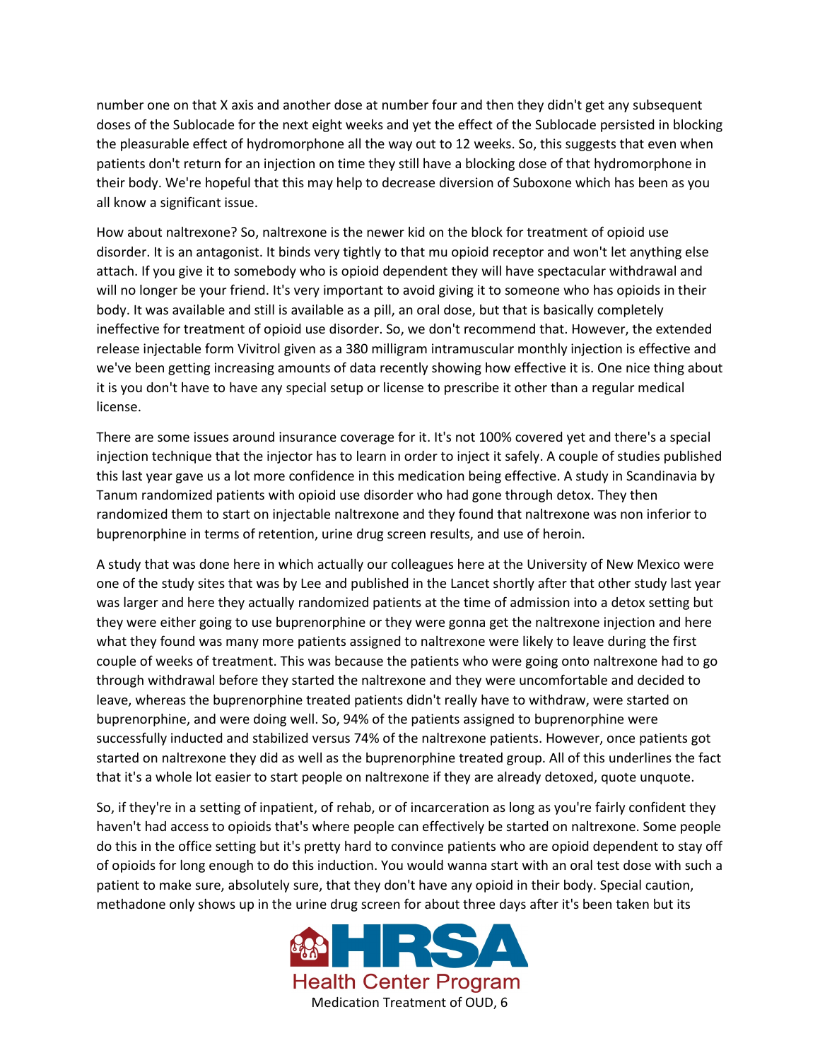number one on that X axis and another dose at number four and then they didn't get any subsequent doses of the Sublocade for the next eight weeks and yet the effect of the Sublocade persisted in blocking the pleasurable effect of hydromorphone all the way out to 12 weeks. So, this suggests that even when patients don't return for an injection on time they still have a blocking dose of that hydromorphone in their body. We're hopeful that this may help to decrease diversion of Suboxone which has been as you all know a significant issue.

How about naltrexone? So, naltrexone is the newer kid on the block for treatment of opioid use disorder. It is an antagonist. It binds very tightly to that mu opioid receptor and won't let anything else attach. If you give it to somebody who is opioid dependent they will have spectacular withdrawal and will no longer be your friend. It's very important to avoid giving it to someone who has opioids in their body. It was available and still is available as a pill, an oral dose, but that is basically completely ineffective for treatment of opioid use disorder. So, we don't recommend that. However, the extended release injectable form Vivitrol given as a 380 milligram intramuscular monthly injection is effective and we've been getting increasing amounts of data recently showing how effective it is. One nice thing about it is you don't have to have any special setup or license to prescribe it other than a regular medical license.

There are some issues around insurance coverage for it. It's not 100% covered yet and there's a special injection technique that the injector has to learn in order to inject it safely. A couple of studies published this last year gave us a lot more confidence in this medication being effective. A study in Scandinavia by Tanum randomized patients with opioid use disorder who had gone through detox. They then randomized them to start on injectable naltrexone and they found that naltrexone was non inferior to buprenorphine in terms of retention, urine drug screen results, and use of heroin.

A study that was done here in which actually our colleagues here at the University of New Mexico were one of the study sites that was by Lee and published in the Lancet shortly after that other study last year was larger and here they actually randomized patients at the time of admission into a detox setting but they were either going to use buprenorphine or they were gonna get the naltrexone injection and here what they found was many more patients assigned to naltrexone were likely to leave during the first couple of weeks of treatment. This was because the patients who were going onto naltrexone had to go through withdrawal before they started the naltrexone and they were uncomfortable and decided to leave, whereas the buprenorphine treated patients didn't really have to withdraw, were started on buprenorphine, and were doing well. So, 94% of the patients assigned to buprenorphine were successfully inducted and stabilized versus 74% of the naltrexone patients. However, once patients got started on naltrexone they did as well as the buprenorphine treated group. All of this underlines the fact that it's a whole lot easier to start people on naltrexone if they are already detoxed, quote unquote.

So, if they're in a setting of inpatient, of rehab, or of incarceration as long as you're fairly confident they haven't had access to opioids that's where people can effectively be started on naltrexone. Some people do this in the office setting but it's pretty hard to convince patients who are opioid dependent to stay off of opioids for long enough to do this induction. You would wanna start with an oral test dose with such a patient to make sure, absolutely sure, that they don't have any opioid in their body. Special caution, methadone only shows up in the urine drug screen for about three days after it's been taken but its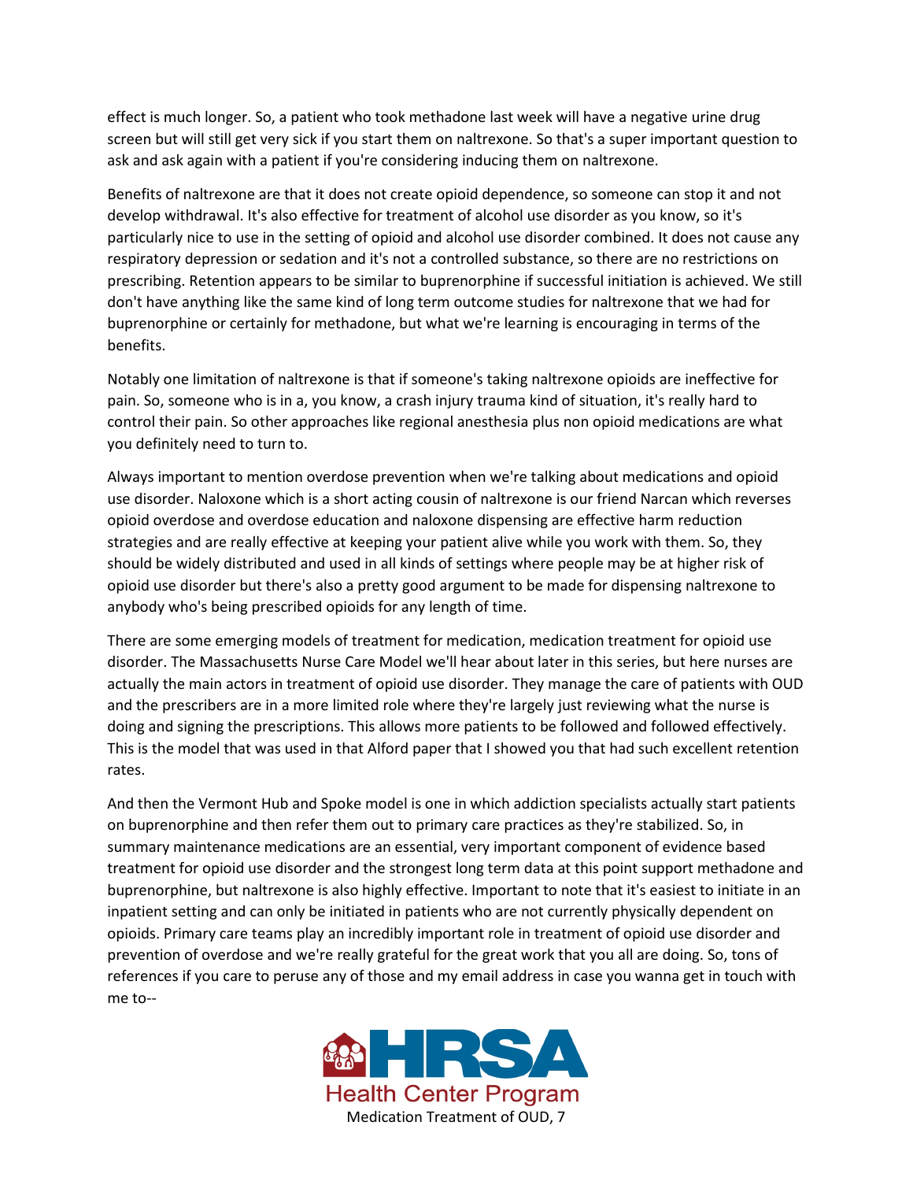effect is much longer. So, a patient who took methadone last week will have a negative urine drug screen but will still get very sick if you start them on naltrexone. So that's a super important question to ask and ask again with a patient if you're considering inducing them on naltrexone.

Benefits of naltrexone are that it does not create opioid dependence, so someone can stop it and not develop withdrawal. It's also effective for treatment of alcohol use disorder as you know, so it's particularly nice to use in the setting of opioid and alcohol use disorder combined. It does not cause any respiratory depression or sedation and it's not a controlled substance, so there are no restrictions on prescribing. Retention appears to be similar to buprenorphine if successful initiation is achieved. We still don't have anything like the same kind of long term outcome studies for naltrexone that we had for buprenorphine or certainly for methadone, but what we're learning is encouraging in terms of the benefits.

Notably one limitation of naltrexone is that if someone's taking naltrexone opioids are ineffective for pain. So, someone who is in a, you know, a crash injury trauma kind of situation, it's really hard to control their pain. So other approaches like regional anesthesia plus non opioid medications are what you definitely need to turn to.

Always important to mention overdose prevention when we're talking about medications and opioid use disorder. Naloxone which is a short acting cousin of naltrexone is our friend Narcan which reverses opioid overdose and overdose education and naloxone dispensing are effective harm reduction strategies and are really effective at keeping your patient alive while you work with them. So, they should be widely distributed and used in all kinds of settings where people may be at higher risk of opioid use disorder but there's also a pretty good argument to be made for dispensing naltrexone to anybody who's being prescribed opioids for any length of time.

There are some emerging models of treatment for medication, medication treatment for opioid use disorder. The Massachusetts Nurse Care Model we'll hear about later in this series, but here nurses are actually the main actors in treatment of opioid use disorder. They manage the care of patients with OUD and the prescribers are in a more limited role where they're largely just reviewing what the nurse is doing and signing the prescriptions. This allows more patients to be followed and followed effectively. This is the model that was used in that Alford paper that I showed you that had such excellent retention rates.

And then the Vermont Hub and Spoke model is one in which addiction specialists actually start patients on buprenorphine and then refer them out to primary care practices as they're stabilized. So, in summary maintenance medications are an essential, very important component of evidence based treatment for opioid use disorder and the strongest long term data at this point support methadone and buprenorphine, but naltrexone is also highly effective. Important to note that it's easiest to initiate in an inpatient setting and can only be initiated in patients who are not currently physically dependent on opioids. Primary care teams play an incredibly important role in treatment of opioid use disorder and prevention of overdose and we're really grateful for the great work that you all are doing. So, tons of references if you care to peruse any of those and my email address in case you wanna get in touch with me to--